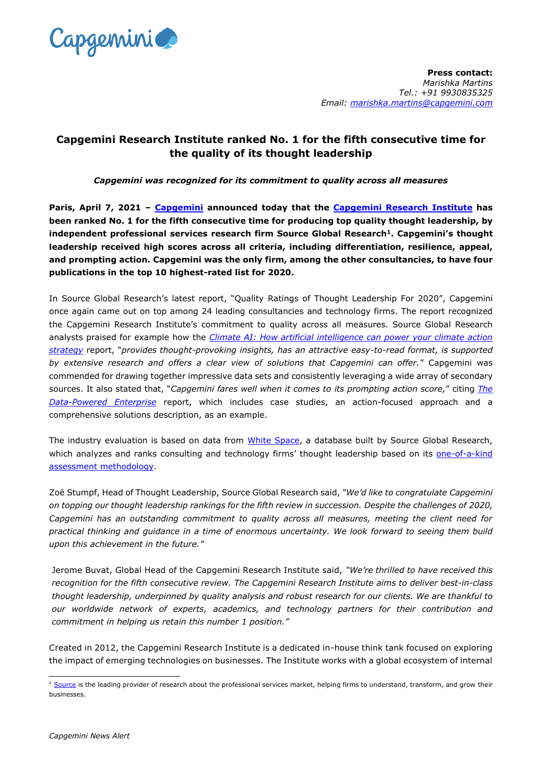**Press contact:**
*Marishka Martins*
*Tel.: +91 9930835325*
*Email: marishka.martins@capgemini.com*

# Capgemini Research Institute ranked No. 1 for the fifth consecutive time for the quality of its thought leadership

***Capgemini was recognized for its commitment to quality across all measures***

**Paris, April 7, 2021 – Capgemini announced today that the Capgemini Research Institute has been ranked No. 1 for the fifth consecutive time for producing top quality thought leadership, by independent professional services research firm Source Global Research[1]. Capgemini's thought leadership received high scores across all criteria, including differentiation, resilience, appeal, and prompting action. Capgemini was the only firm, among the other consultancies, to have four publications in the top 10 highest-rated list for 2020.**

In Source Global Research's latest report, "Quality Ratings of Thought Leadership For 2020", Capgemini once again came out on top among 24 leading consultancies and technology firms. The report recognized the Capgemini Research Institute's commitment to quality across all measures. Source Global Research analysts praised for example how the *Climate AI: How artificial intelligence can power your climate action strategy* report, "*provides thought-provoking insights, has an attractive easy-to-read format, is supported by extensive research and offers a clear view of solutions that Capgemini can offer.*" Capgemini was commended for drawing together impressive data sets and consistently leveraging a wide array of secondary sources. It also stated that, "*Capgemini fares well when it comes to its prompting action score,*" citing *The Data-Powered Enterprise* report, which includes case studies, an action-focused approach and a comprehensive solutions description, as an example.

The industry evaluation is based on data from White Space, a database built by Source Global Research, which analyzes and ranks consulting and technology firms' thought leadership based on its one-of-a-kind assessment methodology.

Zoë Stumpf, Head of Thought Leadership, Source Global Research said, *"We'd like to congratulate Capgemini on topping our thought leadership rankings for the fifth review in succession. Despite the challenges of 2020, Capgemini has an outstanding commitment to quality across all measures, meeting the client need for practical thinking and guidance in a time of enormous uncertainty. We look forward to seeing them build upon this achievement in the future."*

Jerome Buvat, Global Head of the Capgemini Research Institute said, *"We're thrilled to have received this recognition for the fifth consecutive review. The Capgemini Research Institute aims to deliver best-in-class thought leadership, underpinned by quality analysis and robust research for our clients. We are thankful to our worldwide network of experts, academics, and technology partners for their contribution and commitment in helping us retain this number 1 position."*

Created in 2012, the Capgemini Research Institute is a dedicated in-house think tank focused on exploring the impact of emerging technologies on businesses. The Institute works with a global ecosystem of internal

[1] Source is the leading provider of research about the professional services market, helping firms to understand, transform, and grow their businesses.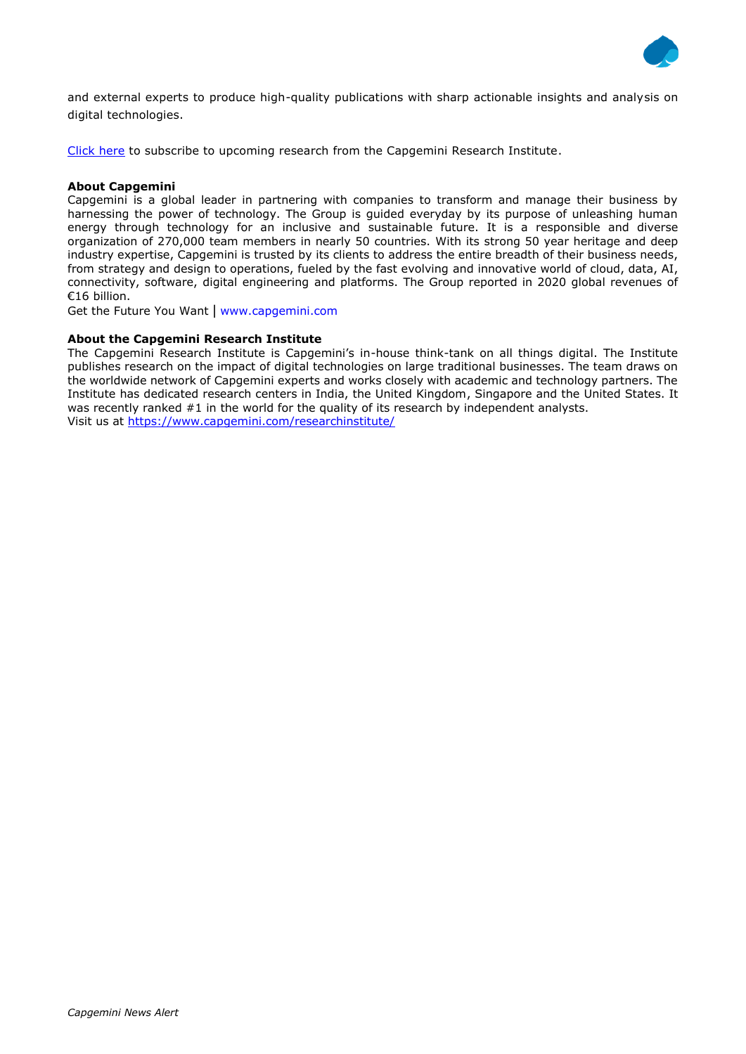and external experts to produce high-quality publications with sharp actionable insights and analysis on digital technologies.

Click here to subscribe to upcoming research from the Capgemini Research Institute.

**About Capgemini**

Capgemini is a global leader in partnering with companies to transform and manage their business by harnessing the power of technology. The Group is guided everyday by its purpose of unleashing human energy through technology for an inclusive and sustainable future. It is a responsible and diverse organization of 270,000 team members in nearly 50 countries. With its strong 50 year heritage and deep industry expertise, Capgemini is trusted by its clients to address the entire breadth of their business needs, from strategy and design to operations, fueled by the fast evolving and innovative world of cloud, data, AI, connectivity, software, digital engineering and platforms. The Group reported in 2020 global revenues of €16 billion.

Get the Future You Want | www.capgemini.com

**About the Capgemini Research Institute**

The Capgemini Research Institute is Capgemini's in-house think-tank on all things digital. The Institute publishes research on the impact of digital technologies on large traditional businesses. The team draws on the worldwide network of Capgemini experts and works closely with academic and technology partners. The Institute has dedicated research centers in India, the United Kingdom, Singapore and the United States. It was recently ranked #1 in the world for the quality of its research by independent analysts.

Visit us at https://www.capgemini.com/researchinstitute/